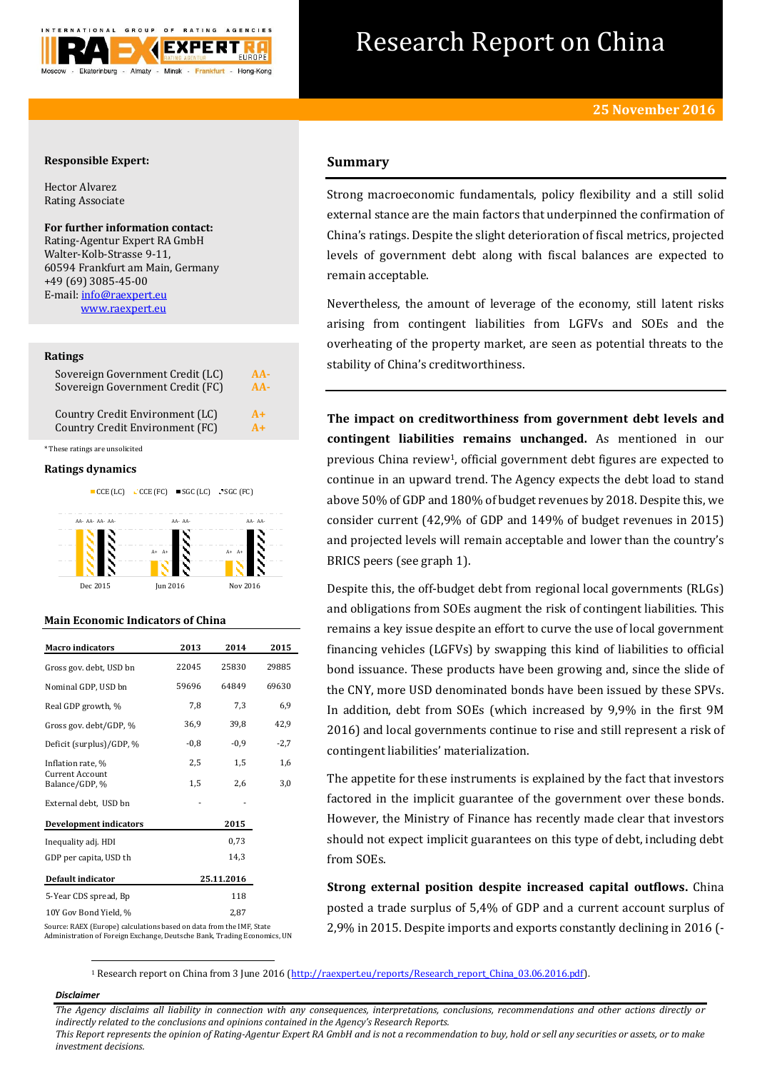# Research Report on China

**25 November 2016**

**Responsible Expert:**

Hector Alvarez
Rating Associate

**For further information contact:**
Rating-Agentur Expert RA GmbH
Walter-Kolb-Strasse 9-11,
60594 Frankfurt am Main, Germany
+49 (69) 3085-45-00
E-mail: info@raexpert.eu
www.raexpert.eu

### Ratings

| | |
|---|---|
| Sovereign Government Credit (LC) | AA- |
| Sovereign Government Credit (FC) | AA- |
| Country Credit Environment (LC) | A+ |
| Country Credit Environment (FC) | A+ |

*These ratings are unsolicited

### Ratings dynamics

CCE (LC) CCE (FC) SGC (LC) SGC (FC)

Dec 2015: AA- AA- AA- AA-; Jun 2016: A+ A+ AA- AA-; Nov 2016: A+ A+ AA- AA-

### Main Economic Indicators of China

| Macro indicators | 2013 | 2014 | 2015 |
|---|---|---|---|
| Gross gov. debt, USD bn | 22045 | 25830 | 29885 |
| Nominal GDP, USD bn | 59696 | 64849 | 69630 |
| Real GDP growth, % | 7,8 | 7,3 | 6,9 |
| Gross gov. debt/GDP, % | 36,9 | 39,8 | 42,9 |
| Deficit (surplus)/GDP, % | -0,8 | -0,9 | -2,7 |
| Inflation rate, % | 2,5 | 1,5 | 1,6 |
| Current Account Balance/GDP, % | 1,5 | 2,6 | 3,0 |
| External debt, USD bn | - | - | |

| Development indicators | 2015 |
|---|---|
| Inequality adj. HDI | 0,73 |
| GDP per capita, USD th | 14,3 |

| Default indicator | 25.11.2016 |
|---|---|
| 5-Year CDS spread, Bp | 118 |
| 10Y Gov Bond Yield, % | 2,87 |

Source: RAEX (Europe) calculations based on data from the IMF, State Administration of Foreign Exchange, Deutsche Bank, Trading Economics, UN

## Summary

Strong macroeconomic fundamentals, policy flexibility and a still solid external stance are the main factors that underpinned the confirmation of China's ratings. Despite the slight deterioration of fiscal metrics, projected levels of government debt along with fiscal balances are expected to remain acceptable.

Nevertheless, the amount of leverage of the economy, still latent risks arising from contingent liabilities from LGFVs and SOEs and the overheating of the property market, are seen as potential threats to the stability of China's creditworthiness.

**The impact on creditworthiness from government debt levels and contingent liabilities remains unchanged.** As mentioned in our previous China review[1], official government debt figures are expected to continue in an upward trend. The Agency expects the debt load to stand above 50% of GDP and 180% of budget revenues by 2018. Despite this, we consider current (42,9% of GDP and 149% of budget revenues in 2015) and projected levels will remain acceptable and lower than the country's BRICS peers (see graph 1).

Despite this, the off-budget debt from regional local governments (RLGs) and obligations from SOEs augment the risk of contingent liabilities. This remains a key issue despite an effort to curve the use of local government financing vehicles (LGFVs) by swapping this kind of liabilities to official bond issuance. These products have been growing and, since the slide of the CNY, more USD denominated bonds have been issued by these SPVs. In addition, debt from SOEs (which increased by 9,9% in the first 9M 2016) and local governments continue to rise and still represent a risk of contingent liabilities' materialization.

The appetite for these instruments is explained by the fact that investors factored in the implicit guarantee of the government over these bonds. However, the Ministry of Finance has recently made clear that investors should not expect implicit guarantees on this type of debt, including debt from SOEs.

**Strong external position despite increased capital outflows.** China posted a trade surplus of 5,4% of GDP and a current account surplus of 2,9% in 2015. Despite imports and exports constantly declining in 2016 (-

[1] Research report on China from 3 June 2016 (http://raexpert.eu/reports/Research_report_China_03.06.2016.pdf).

***Disclaimer***

*The Agency disclaims all liability in connection with any consequences, interpretations, conclusions, recommendations and other actions directly or indirectly related to the conclusions and opinions contained in the Agency's Research Reports.*
*This Report represents the opinion of Rating-Agentur Expert RA GmbH and is not a recommendation to buy, hold or sell any securities or assets, or to make investment decisions.*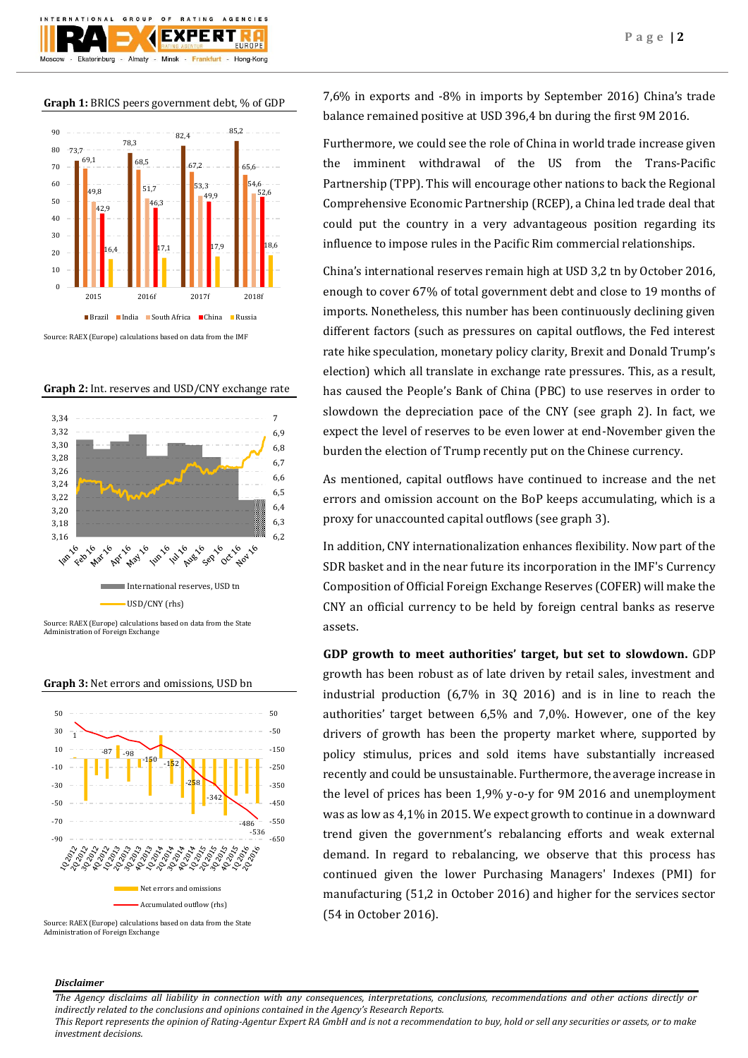**Graph 1:** BRICS peers government debt, % of GDP

| | 2015 | 2016f | 2017f | 2018f |
|---|---|---|---|---|
| Brazil | 73,7 | 78,3 | 82,4 | 85,2 |
| India | 69,1 | 68,5 | 67,2 | 65,6 |
| South Africa | 49,8 | 51,7 | 53,3 | 54,6 |
| China | 42,9 | 46,3 | 49,9 | 52,6 |
| Russia | 16,4 | 17,1 | 17,9 | 18,6 |

Source: RAEX (Europe) calculations based on data from the IMF

**Graph 2:** Int. reserves and USD/CNY exchange rate

Source: RAEX (Europe) calculations based on data from the State Administration of Foreign Exchange

**Graph 3:** Net errors and omissions, USD bn

Source: RAEX (Europe) calculations based on data from the State Administration of Foreign Exchange

7,6% in exports and -8% in imports by September 2016) China's trade balance remained positive at USD 396,4 bn during the first 9M 2016.

Furthermore, we could see the role of China in world trade increase given the imminent withdrawal of the US from the Trans-Pacific Partnership (TPP). This will encourage other nations to back the Regional Comprehensive Economic Partnership (RCEP), a China led trade deal that could put the country in a very advantageous position regarding its influence to impose rules in the Pacific Rim commercial relationships.

China's international reserves remain high at USD 3,2 tn by October 2016, enough to cover 67% of total government debt and close to 19 months of imports. Nonetheless, this number has been continuously declining given different factors (such as pressures on capital outflows, the Fed interest rate hike speculation, monetary policy clarity, Brexit and Donald Trump's election) which all translate in exchange rate pressures. This, as a result, has caused the People's Bank of China (PBC) to use reserves in order to slowdown the depreciation pace of the CNY (see graph 2). In fact, we expect the level of reserves to be even lower at end-November given the burden the election of Trump recently put on the Chinese currency.

As mentioned, capital outflows have continued to increase and the net errors and omission account on the BoP keeps accumulating, which is a proxy for unaccounted capital outflows (see graph 3).

In addition, CNY internationalization enhances flexibility. Now part of the SDR basket and in the near future its incorporation in the IMF's Currency Composition of Official Foreign Exchange Reserves (COFER) will make the CNY an official currency to be held by foreign central banks as reserve assets.

**GDP growth to meet authorities' target, but set to slowdown.** GDP growth has been robust as of late driven by retail sales, investment and industrial production (6,7% in 3Q 2016) and is in line to reach the authorities' target between 6,5% and 7,0%. However, one of the key drivers of growth has been the property market where, supported by policy stimulus, prices and sold items have substantially increased recently and could be unsustainable. Furthermore, the average increase in the level of prices has been 1,9% y-o-y for 9M 2016 and unemployment was as low as 4,1% in 2015. We expect growth to continue in a downward trend given the government's rebalancing efforts and weak external demand. In regard to rebalancing, we observe that this process has continued given the lower Purchasing Managers' Indexes (PMI) for manufacturing (51,2 in October 2016) and higher for the services sector (54 in October 2016).

***Disclaimer***

*The Agency disclaims all liability in connection with any consequences, interpretations, conclusions, recommendations and other actions directly or indirectly related to the conclusions and opinions contained in the Agency's Research Reports.*
*This Report represents the opinion of Rating-Agentur Expert RA GmbH and is not a recommendation to buy, hold or sell any securities or assets, or to make investment decisions.*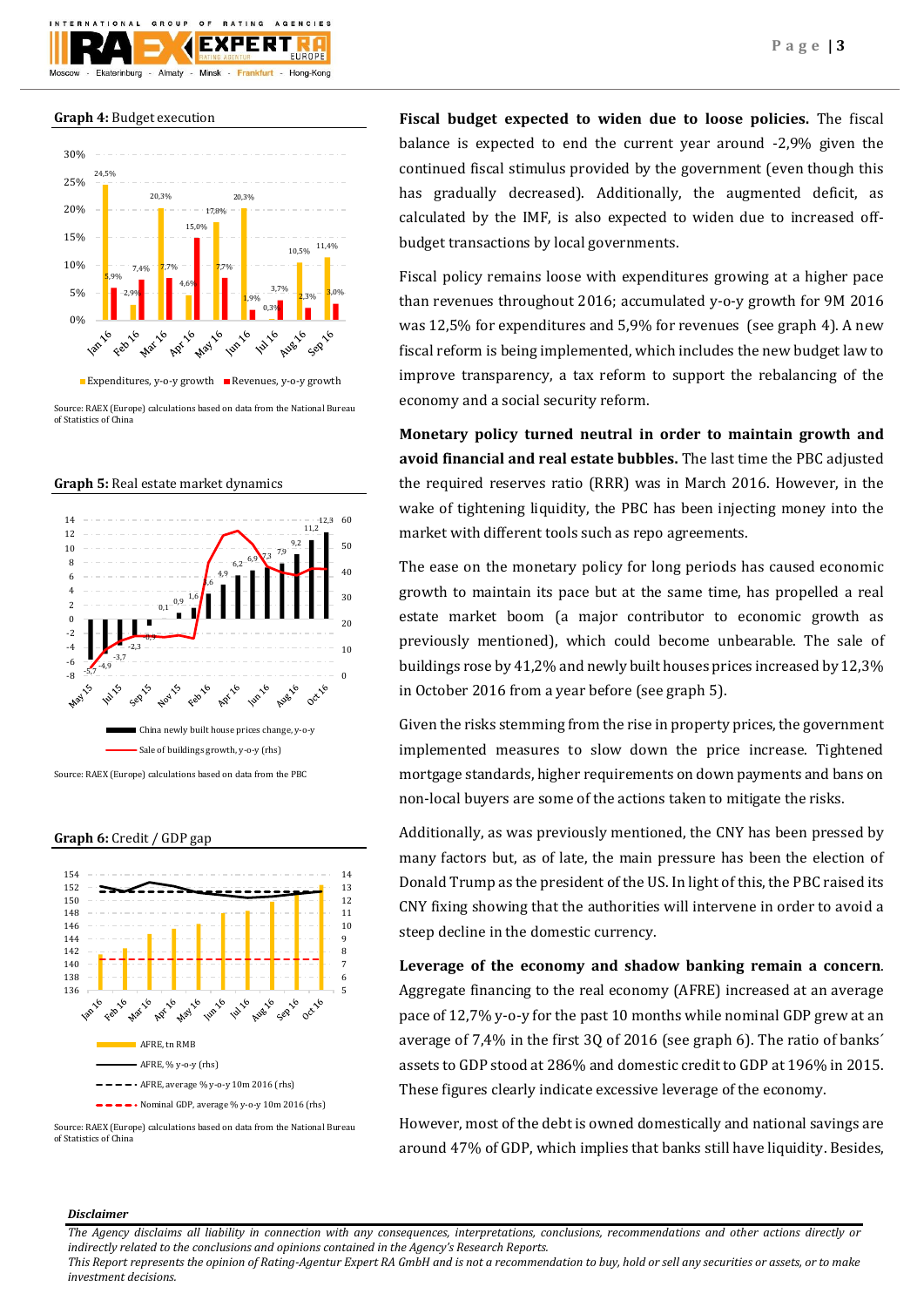**Graph 4:** Budget execution

Source: RAEX (Europe) calculations based on data from the National Bureau of Statistics of China

**Graph 5:** Real estate market dynamics

Source: RAEX (Europe) calculations based on data from the PBC

**Graph 6:** Credit / GDP gap

Source: RAEX (Europe) calculations based on data from the National Bureau of Statistics of China

**Fiscal budget expected to widen due to loose policies.** The fiscal balance is expected to end the current year around -2,9% given the continued fiscal stimulus provided by the government (even though this has gradually decreased). Additionally, the augmented deficit, as calculated by the IMF, is also expected to widen due to increased off-budget transactions by local governments.

Fiscal policy remains loose with expenditures growing at a higher pace than revenues throughout 2016; accumulated y-o-y growth for 9M 2016 was 12,5% for expenditures and 5,9% for revenues (see graph 4). A new fiscal reform is being implemented, which includes the new budget law to improve transparency, a tax reform to support the rebalancing of the economy and a social security reform.

**Monetary policy turned neutral in order to maintain growth and avoid financial and real estate bubbles.** The last time the PBC adjusted the required reserves ratio (RRR) was in March 2016. However, in the wake of tightening liquidity, the PBC has been injecting money into the market with different tools such as repo agreements.

The ease on the monetary policy for long periods has caused economic growth to maintain its pace but at the same time, has propelled a real estate market boom (a major contributor to economic growth as previously mentioned), which could become unbearable. The sale of buildings rose by 41,2% and newly built houses prices increased by 12,3% in October 2016 from a year before (see graph 5).

Given the risks stemming from the rise in property prices, the government implemented measures to slow down the price increase. Tightened mortgage standards, higher requirements on down payments and bans on non-local buyers are some of the actions taken to mitigate the risks.

Additionally, as was previously mentioned, the CNY has been pressed by many factors but, as of late, the main pressure has been the election of Donald Trump as the president of the US. In light of this, the PBC raised its CNY fixing showing that the authorities will intervene in order to avoid a steep decline in the domestic currency.

**Leverage of the economy and shadow banking remain a concern.** Aggregate financing to the real economy (AFRE) increased at an average pace of 12,7% y-o-y for the past 10 months while nominal GDP grew at an average of 7,4% in the first 3Q of 2016 (see graph 6). The ratio of banks´ assets to GDP stood at 286% and domestic credit to GDP at 196% in 2015. These figures clearly indicate excessive leverage of the economy.

However, most of the debt is owned domestically and national savings are around 47% of GDP, which implies that banks still have liquidity. Besides,

***Disclaimer***

*The Agency disclaims all liability in connection with any consequences, interpretations, conclusions, recommendations and other actions directly or indirectly related to the conclusions and opinions contained in the Agency's Research Reports.*
*This Report represents the opinion of Rating-Agentur Expert RA GmbH and is not a recommendation to buy, hold or sell any securities or assets, or to make investment decisions.*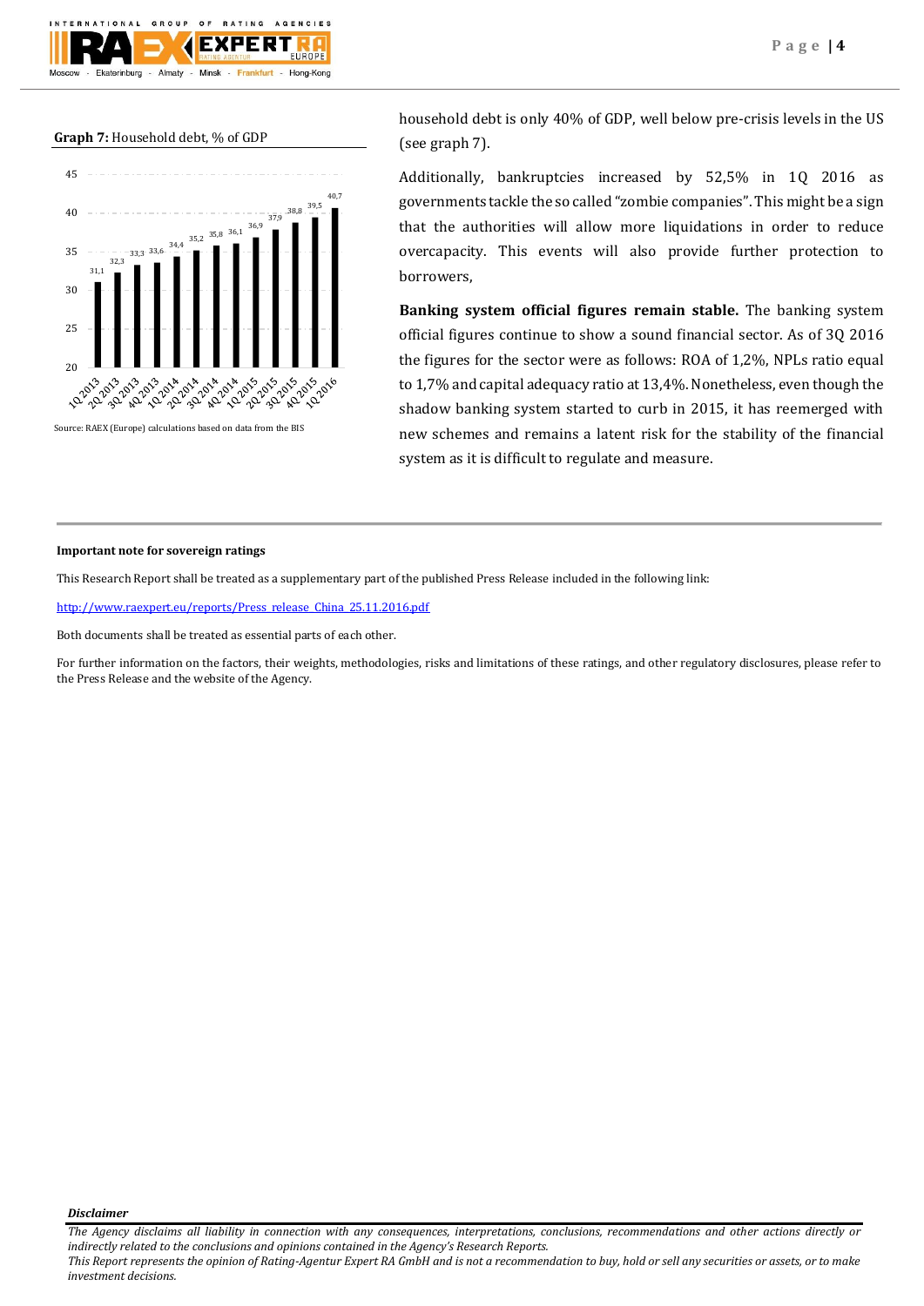**Graph 7:** Household debt, % of GDP

45
40
35
30
25
20

31,1 32,3 33,3 33,6 34,4 35,2 35,8 36,1 36,9 37,9 38,8 39,5 40,7

1Q 2013 2Q 2013 3Q 2013 4Q 2013 1Q 2014 2Q 2014 3Q 2014 4Q 2014 1Q 2015 2Q 2015 3Q 2015 4Q 2015 1Q 2016

Source: RAEX (Europe) calculations based on data from the BIS

household debt is only 40% of GDP, well below pre-crisis levels in the US (see graph 7).

Additionally, bankruptcies increased by 52,5% in 1Q 2016 as governments tackle the so called "zombie companies". This might be a sign that the authorities will allow more liquidations in order to reduce overcapacity. This events will also provide further protection to borrowers,

**Banking system official figures remain stable.** The banking system official figures continue to show a sound financial sector. As of 3Q 2016 the figures for the sector were as follows: ROA of 1,2%, NPLs ratio equal to 1,7% and capital adequacy ratio at 13,4%. Nonetheless, even though the shadow banking system started to curb in 2015, it has reemerged with new schemes and remains a latent risk for the stability of the financial system as it is difficult to regulate and measure.

**Important note for sovereign ratings**

This Research Report shall be treated as a supplementary part of the published Press Release included in the following link:

http://www.raexpert.eu/reports/Press_release_China_25.11.2016.pdf

Both documents shall be treated as essential parts of each other.

For further information on the factors, their weights, methodologies, risks and limitations of these ratings, and other regulatory disclosures, please refer to the Press Release and the website of the Agency.

***Disclaimer***

*The Agency disclaims all liability in connection with any consequences, interpretations, conclusions, recommendations and other actions directly or indirectly related to the conclusions and opinions contained in the Agency's Research Reports.*

*This Report represents the opinion of Rating-Agentur Expert RA GmbH and is not a recommendation to buy, hold or sell any securities or assets, or to make investment decisions.*